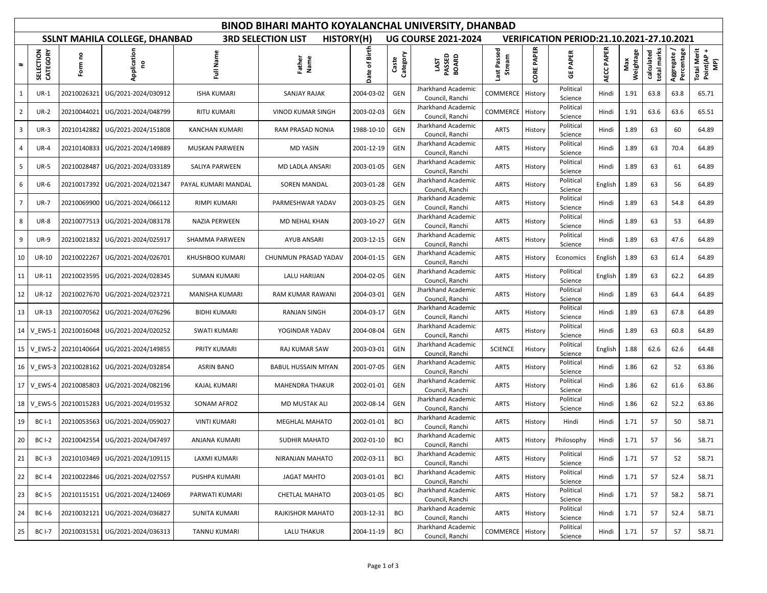# BINOD BIHARI MAHTO KOYALANCHAL UNIVERSITY, DHANBAD

**SSLNT MAHILA COLLEGE, DHANBAD** | **3RD SELECTION LIST** | **HISTORY(H)** | **UG COURSE 2021-2024** | **VERIFICATION PERIOD:21.10.2021-27.10.2021**

| # | SELECTION CATEGORY | Form no | Application no | Full Name | Father Name | Date of Birth | Caste Category | LAST PASSED BOARD | Last Passed Stream | CORE PAPER | GE PAPER | AECC PAPER | Max Weightage | calculated total marks | Aggregate / Percentage | Total Merit Point(AP + MP) |
|---|---|---|---|---|---|---|---|---|---|---|---|---|---|---|---|---|
| 1 | UR-1 | 20210026321 | UG/2021-2024/030912 | ISHA KUMARI | SANJAY RAJAK | 2004-03-02 | GEN | Jharkhand Academic Council, Ranchi | COMMERCE | History | Political Science | Hindi | 1.91 | 63.8 | 63.8 | 65.71 |
| 2 | UR-2 | 20210044021 | UG/2021-2024/048799 | RITU KUMARI | VINOD KUMAR SINGH | 2003-02-03 | GEN | Jharkhand Academic Council, Ranchi | COMMERCE | History | Political Science | Hindi | 1.91 | 63.6 | 63.6 | 65.51 |
| 3 | UR-3 | 20210142882 | UG/2021-2024/151808 | KANCHAN KUMARI | RAM PRASAD NONIA | 1988-10-10 | GEN | Jharkhand Academic Council, Ranchi | ARTS | History | Political Science | Hindi | 1.89 | 63 | 60 | 64.89 |
| 4 | UR-4 | 20210140833 | UG/2021-2024/149889 | MUSKAN PARWEEN | MD YASIN | 2001-12-19 | GEN | Jharkhand Academic Council, Ranchi | ARTS | History | Political Science | Hindi | 1.89 | 63 | 70.4 | 64.89 |
| 5 | UR-5 | 20210028487 | UG/2021-2024/033189 | SALIYA PARWEEN | MD LADLA ANSARI | 2003-01-05 | GEN | Jharkhand Academic Council, Ranchi | ARTS | History | Political Science | Hindi | 1.89 | 63 | 61 | 64.89 |
| 6 | UR-6 | 20210017392 | UG/2021-2024/021347 | PAYAL KUMARI MANDAL | SOREN MANDAL | 2003-01-28 | GEN | Jharkhand Academic Council, Ranchi | ARTS | History | Political Science | English | 1.89 | 63 | 56 | 64.89 |
| 7 | UR-7 | 20210069900 | UG/2021-2024/066112 | RIMPI KUMARI | PARMESHWAR YADAV | 2003-03-25 | GEN | Jharkhand Academic Council, Ranchi | ARTS | History | Political Science | Hindi | 1.89 | 63 | 54.8 | 64.89 |
| 8 | UR-8 | 20210077513 | UG/2021-2024/083178 | NAZIA PERWEEN | MD NEHAL KHAN | 2003-10-27 | GEN | Jharkhand Academic Council, Ranchi | ARTS | History | Political Science | Hindi | 1.89 | 63 | 53 | 64.89 |
| 9 | UR-9 | 20210021832 | UG/2021-2024/025917 | SHAMMA PARWEEN | AYUB ANSARI | 2003-12-15 | GEN | Jharkhand Academic Council, Ranchi | ARTS | History | Political Science | Hindi | 1.89 | 63 | 47.6 | 64.89 |
| 10 | UR-10 | 20210022267 | UG/2021-2024/026701 | KHUSHBOO KUMARI | CHUNMUN PRASAD YADAV | 2004-01-15 | GEN | Jharkhand Academic Council, Ranchi | ARTS | History | Economics | English | 1.89 | 63 | 61.4 | 64.89 |
| 11 | UR-11 | 20210023595 | UG/2021-2024/028345 | SUMAN KUMARI | LALU HARIJAN | 2004-02-05 | GEN | Jharkhand Academic Council, Ranchi | ARTS | History | Political Science | English | 1.89 | 63 | 62.2 | 64.89 |
| 12 | UR-12 | 20210027670 | UG/2021-2024/023721 | MANISHA KUMARI | RAM KUMAR RAWANI | 2004-03-01 | GEN | Jharkhand Academic Council, Ranchi | ARTS | History | Political Science | Hindi | 1.89 | 63 | 64.4 | 64.89 |
| 13 | UR-13 | 20210070562 | UG/2021-2024/076296 | BIDHI KUMARI | RANJAN SINGH | 2004-03-17 | GEN | Jharkhand Academic Council, Ranchi | ARTS | History | Political Science | Hindi | 1.89 | 63 | 67.8 | 64.89 |
| 14 | V_EWS-1 | 20210016048 | UG/2021-2024/020252 | SWATI KUMARI | YOGINDAR YADAV | 2004-08-04 | GEN | Jharkhand Academic Council, Ranchi | ARTS | History | Political Science | Hindi | 1.89 | 63 | 60.8 | 64.89 |
| 15 | V_EWS-2 | 20210140664 | UG/2021-2024/149855 | PRITY KUMARI | RAJ KUMAR SAW | 2003-03-01 | GEN | Jharkhand Academic Council, Ranchi | SCIENCE | History | Political Science | English | 1.88 | 62.6 | 62.6 | 64.48 |
| 16 | V_EWS-3 | 20210028162 | UG/2021-2024/032854 | ASRIN BANO | BABUL HUSSAIN MIYAN | 2001-07-05 | GEN | Jharkhand Academic Council, Ranchi | ARTS | History | Political Science | Hindi | 1.86 | 62 | 52 | 63.86 |
| 17 | V_EWS-4 | 20210085803 | UG/2021-2024/082196 | KAJAL KUMARI | MAHENDRA THAKUR | 2002-01-01 | GEN | Jharkhand Academic Council, Ranchi | ARTS | History | Political Science | Hindi | 1.86 | 62 | 61.6 | 63.86 |
| 18 | V_EWS-5 | 20210015283 | UG/2021-2024/019532 | SONAM AFROZ | MD MUSTAK ALI | 2002-08-14 | GEN | Jharkhand Academic Council, Ranchi | ARTS | History | Political Science | Hindi | 1.86 | 62 | 52.2 | 63.86 |
| 19 | BC I-1 | 20210053563 | UG/2021-2024/059027 | VINTI KUMARI | MEGHLAL MAHATO | 2002-01-01 | BCI | Jharkhand Academic Council, Ranchi | ARTS | History | Hindi | Hindi | 1.71 | 57 | 50 | 58.71 |
| 20 | BC I-2 | 20210042554 | UG/2021-2024/047497 | ANJANA KUMARI | SUDHIR MAHATO | 2002-01-10 | BCI | Jharkhand Academic Council, Ranchi | ARTS | History | Philosophy | Hindi | 1.71 | 57 | 56 | 58.71 |
| 21 | BC I-3 | 20210103469 | UG/2021-2024/109115 | LAXMI KUMARI | NIRANJAN MAHATO | 2002-03-11 | BCI | Jharkhand Academic Council, Ranchi | ARTS | History | Political Science | Hindi | 1.71 | 57 | 52 | 58.71 |
| 22 | BC I-4 | 20210022846 | UG/2021-2024/027557 | PUSHPA KUMARI | JAGAT MAHTO | 2003-01-01 | BCI | Jharkhand Academic Council, Ranchi | ARTS | History | Political Science | Hindi | 1.71 | 57 | 52.4 | 58.71 |
| 23 | BC I-5 | 20210115151 | UG/2021-2024/124069 | PARWATI KUMARI | CHETLAL MAHATO | 2003-01-05 | BCI | Jharkhand Academic Council, Ranchi | ARTS | History | Political Science | Hindi | 1.71 | 57 | 58.2 | 58.71 |
| 24 | BC I-6 | 20210032121 | UG/2021-2024/036827 | SUNITA KUMARI | RAJKISHOR MAHATO | 2003-12-31 | BCI | Jharkhand Academic Council, Ranchi | ARTS | History | Political Science | Hindi | 1.71 | 57 | 52.4 | 58.71 |
| 25 | BC I-7 | 20210031531 | UG/2021-2024/036313 | TANNU KUMARI | LALU THAKUR | 2004-11-19 | BCI | Jharkhand Academic Council, Ranchi | COMMERCE | History | Political Science | Hindi | 1.71 | 57 | 57 | 58.71 |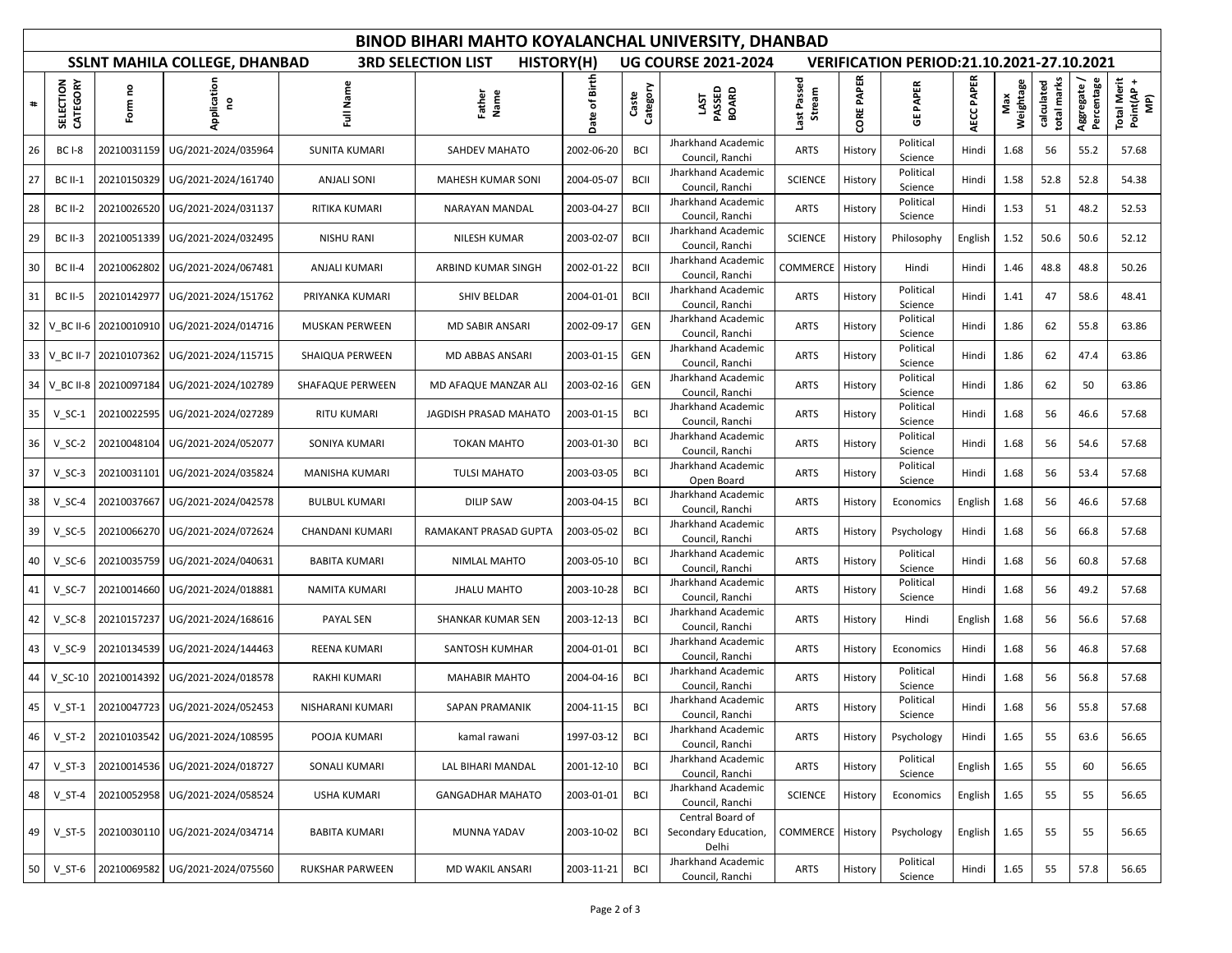# BINOD BIHARI MAHTO KOYALANCHAL UNIVERSITY, DHANBAD

**SSLNT MAHILA COLLEGE, DHANBAD** | **3RD SELECTION LIST** | **HISTORY(H)** | **UG COURSE 2021-2024** | **VERIFICATION PERIOD:21.10.2021-27.10.2021**

| # | SELECTION CATEGORY | Form no | Application no | Full Name | Father Name | Date of Birth | Caste Category | LAST PASSED BOARD | Last Passed Stream | CORE PAPER | GE PAPER | AECC PAPER | Max Weightage | calculated total marks | Aggregate / Percentage | Total Merit Point(AP + MP) |
|---|---|---|---|---|---|---|---|---|---|---|---|---|---|---|---|---|
| 26 | BC I-8 | 20210031159 | UG/2021-2024/035964 | SUNITA KUMARI | SAHDEV MAHATO | 2002-06-20 | BCI | Jharkhand Academic Council, Ranchi | ARTS | History | Political Science | Hindi | 1.68 | 56 | 55.2 | 57.68 |
| 27 | BC II-1 | 20210150329 | UG/2021-2024/161740 | ANJALI SONI | MAHESH KUMAR SONI | 2004-05-07 | BCII | Jharkhand Academic Council, Ranchi | SCIENCE | History | Political Science | Hindi | 1.58 | 52.8 | 52.8 | 54.38 |
| 28 | BC II-2 | 20210026520 | UG/2021-2024/031137 | RITIKA KUMARI | NARAYAN MANDAL | 2003-04-27 | BCII | Jharkhand Academic Council, Ranchi | ARTS | History | Political Science | Hindi | 1.53 | 51 | 48.2 | 52.53 |
| 29 | BC II-3 | 20210051339 | UG/2021-2024/032495 | NISHU RANI | NILESH KUMAR | 2003-02-07 | BCII | Jharkhand Academic Council, Ranchi | SCIENCE | History | Philosophy | English | 1.52 | 50.6 | 50.6 | 52.12 |
| 30 | BC II-4 | 20210062802 | UG/2021-2024/067481 | ANJALI KUMARI | ARBIND KUMAR SINGH | 2002-01-22 | BCII | Jharkhand Academic Council, Ranchi | COMMERCE | History | Hindi | Hindi | 1.46 | 48.8 | 48.8 | 50.26 |
| 31 | BC II-5 | 20210142977 | UG/2021-2024/151762 | PRIYANKA KUMARI | SHIV BELDAR | 2004-01-01 | BCII | Jharkhand Academic Council, Ranchi | ARTS | History | Political Science | Hindi | 1.41 | 47 | 58.6 | 48.41 |
| 32 | V_BC II-6 | 20210010910 | UG/2021-2024/014716 | MUSKAN PERWEEN | MD SABIR ANSARI | 2002-09-17 | GEN | Jharkhand Academic Council, Ranchi | ARTS | History | Political Science | Hindi | 1.86 | 62 | 55.8 | 63.86 |
| 33 | V_BC II-7 | 20210107362 | UG/2021-2024/115715 | SHAIQUA PERWEEN | MD ABBAS ANSARI | 2003-01-15 | GEN | Jharkhand Academic Council, Ranchi | ARTS | History | Political Science | Hindi | 1.86 | 62 | 47.4 | 63.86 |
| 34 | V_BC II-8 | 20210097184 | UG/2021-2024/102789 | SHAFAQUE PERWEEN | MD AFAQUE MANZAR ALI | 2003-02-16 | GEN | Jharkhand Academic Council, Ranchi | ARTS | History | Political Science | Hindi | 1.86 | 62 | 50 | 63.86 |
| 35 | V_SC-1 | 20210022595 | UG/2021-2024/027289 | RITU KUMARI | JAGDISH PRASAD MAHATO | 2003-01-15 | BCI | Jharkhand Academic Council, Ranchi | ARTS | History | Political Science | Hindi | 1.68 | 56 | 46.6 | 57.68 |
| 36 | V_SC-2 | 20210048104 | UG/2021-2024/052077 | SONIYA KUMARI | TOKAN MAHTO | 2003-01-30 | BCI | Jharkhand Academic Council, Ranchi | ARTS | History | Political Science | Hindi | 1.68 | 56 | 54.6 | 57.68 |
| 37 | V_SC-3 | 20210031101 | UG/2021-2024/035824 | MANISHA KUMARI | TULSI MAHATO | 2003-03-05 | BCI | Jharkhand Academic Open Board | ARTS | History | Political Science | Hindi | 1.68 | 56 | 53.4 | 57.68 |
| 38 | V_SC-4 | 20210037667 | UG/2021-2024/042578 | BULBUL KUMARI | DILIP SAW | 2003-04-15 | BCI | Jharkhand Academic Council, Ranchi | ARTS | History | Economics | English | 1.68 | 56 | 46.6 | 57.68 |
| 39 | V_SC-5 | 20210066270 | UG/2021-2024/072624 | CHANDANI KUMARI | RAMAKANT PRASAD GUPTA | 2003-05-02 | BCI | Jharkhand Academic Council, Ranchi | ARTS | History | Psychology | Hindi | 1.68 | 56 | 66.8 | 57.68 |
| 40 | V_SC-6 | 20210035759 | UG/2021-2024/040631 | BABITA KUMARI | NIMLAL MAHTO | 2003-05-10 | BCI | Jharkhand Academic Council, Ranchi | ARTS | History | Political Science | Hindi | 1.68 | 56 | 60.8 | 57.68 |
| 41 | V_SC-7 | 20210014660 | UG/2021-2024/018881 | NAMITA KUMARI | JHALU MAHTO | 2003-10-28 | BCI | Jharkhand Academic Council, Ranchi | ARTS | History | Political Science | Hindi | 1.68 | 56 | 49.2 | 57.68 |
| 42 | V_SC-8 | 20210157237 | UG/2021-2024/168616 | PAYAL SEN | SHANKAR KUMAR SEN | 2003-12-13 | BCI | Jharkhand Academic Council, Ranchi | ARTS | History | Hindi | English | 1.68 | 56 | 56.6 | 57.68 |
| 43 | V_SC-9 | 20210134539 | UG/2021-2024/144463 | REENA KUMARI | SANTOSH KUMHAR | 2004-01-01 | BCI | Jharkhand Academic Council, Ranchi | ARTS | History | Economics | Hindi | 1.68 | 56 | 46.8 | 57.68 |
| 44 | V_SC-10 | 20210014392 | UG/2021-2024/018578 | RAKHI KUMARI | MAHABIR MAHTO | 2004-04-16 | BCI | Jharkhand Academic Council, Ranchi | ARTS | History | Political Science | Hindi | 1.68 | 56 | 56.8 | 57.68 |
| 45 | V_ST-1 | 20210047723 | UG/2021-2024/052453 | NISHARANI KUMARI | SAPAN PRAMANIK | 2004-11-15 | BCI | Jharkhand Academic Council, Ranchi | ARTS | History | Political Science | Hindi | 1.68 | 56 | 55.8 | 57.68 |
| 46 | V_ST-2 | 20210103542 | UG/2021-2024/108595 | POOJA KUMARI | kamal rawani | 1997-03-12 | BCI | Jharkhand Academic Council, Ranchi | ARTS | History | Psychology | Hindi | 1.65 | 55 | 63.6 | 56.65 |
| 47 | V_ST-3 | 20210014536 | UG/2021-2024/018727 | SONALI KUMARI | LAL BIHARI MANDAL | 2001-12-10 | BCI | Jharkhand Academic Council, Ranchi | ARTS | History | Political Science | English | 1.65 | 55 | 60 | 56.65 |
| 48 | V_ST-4 | 20210052958 | UG/2021-2024/058524 | USHA KUMARI | GANGADHAR MAHATO | 2003-01-01 | BCI | Jharkhand Academic Council, Ranchi | SCIENCE | History | Economics | English | 1.65 | 55 | 55 | 56.65 |
| 49 | V_ST-5 | 20210030110 | UG/2021-2024/034714 | BABITA KUMARI | MUNNA YADAV | 2003-10-02 | BCI | Central Board of Secondary Education, Delhi | COMMERCE | History | Psychology | English | 1.65 | 55 | 55 | 56.65 |
| 50 | V_ST-6 | 20210069582 | UG/2021-2024/075560 | RUKSHAR PARWEEN | MD WAKIL ANSARI | 2003-11-21 | BCI | Jharkhand Academic Council, Ranchi | ARTS | History | Political Science | Hindi | 1.65 | 55 | 57.8 | 56.65 |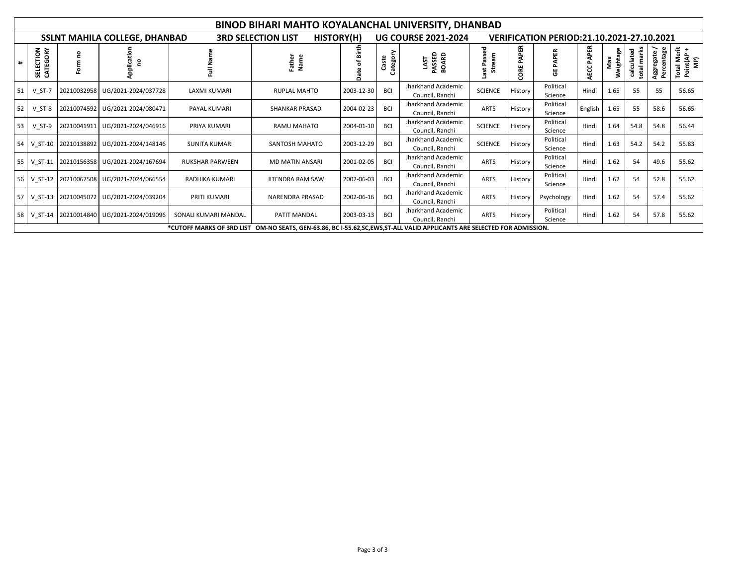# BINOD BIHARI MAHTO KOYALANCHAL UNIVERSITY, DHANBAD

**SSLNT MAHILA COLLEGE, DHANBAD** | **3RD SELECTION LIST** | **HISTORY(H)** | **UG COURSE 2021-2024** | **VERIFICATION PERIOD:21.10.2021-27.10.2021**

| # | SELECTION CATEGORY | Form no | Application no | Full Name | Father Name | Date of Birth | Caste Category | LAST PASSED BOARD | Last Passed Stream | CORE PAPER | GE PAPER | AECC PAPER | Max Weightage | calculated total marks | Aggregate / Percentage | Total Merit Point(AP + MP) |
|---|---|---|---|---|---|---|---|---|---|---|---|---|---|---|---|---|
| 51 | V_ST-7 | 20210032958 | UG/2021-2024/037728 | LAXMI KUMARI | RUPLAL MAHTO | 2003-12-30 | BCI | Jharkhand Academic Council, Ranchi | SCIENCE | History | Political Science | Hindi | 1.65 | 55 | 55 | 56.65 |
| 52 | V_ST-8 | 20210074592 | UG/2021-2024/080471 | PAYAL KUMARI | SHANKAR PRASAD | 2004-02-23 | BCI | Jharkhand Academic Council, Ranchi | ARTS | History | Political Science | English | 1.65 | 55 | 58.6 | 56.65 |
| 53 | V_ST-9 | 20210041911 | UG/2021-2024/046916 | PRIYA KUMARI | RAMU MAHATO | 2004-01-10 | BCI | Jharkhand Academic Council, Ranchi | SCIENCE | History | Political Science | Hindi | 1.64 | 54.8 | 54.8 | 56.44 |
| 54 | V_ST-10 | 20210138892 | UG/2021-2024/148146 | SUNITA KUMARI | SANTOSH MAHATO | 2003-12-29 | BCI | Jharkhand Academic Council, Ranchi | SCIENCE | History | Political Science | Hindi | 1.63 | 54.2 | 54.2 | 55.83 |
| 55 | V_ST-11 | 20210156358 | UG/2021-2024/167694 | RUKSHAR PARWEEN | MD MATIN ANSARI | 2001-02-05 | BCI | Jharkhand Academic Council, Ranchi | ARTS | History | Political Science | Hindi | 1.62 | 54 | 49.6 | 55.62 |
| 56 | V_ST-12 | 20210067508 | UG/2021-2024/066554 | RADHIKA KUMARI | JITENDRA RAM SAW | 2002-06-03 | BCI | Jharkhand Academic Council, Ranchi | ARTS | History | Political Science | Hindi | 1.62 | 54 | 52.8 | 55.62 |
| 57 | V_ST-13 | 20210045072 | UG/2021-2024/039204 | PRITI KUMARI | NARENDRA PRASAD | 2002-06-16 | BCI | Jharkhand Academic Council, Ranchi | ARTS | History | Psychology | Hindi | 1.62 | 54 | 57.4 | 55.62 |
| 58 | V_ST-14 | 20210014840 | UG/2021-2024/019096 | SONALI KUMARI MANDAL | PATIT MANDAL | 2003-03-13 | BCI | Jharkhand Academic Council, Ranchi | ARTS | History | Political Science | Hindi | 1.62 | 54 | 57.8 | 55.62 |

**\*CUTOFF MARKS OF 3RD LIST OM-NO SEATS, GEN-63.86, BC I-55.62,SC,EWS,ST-ALL VALID APPLICANTS ARE SELECTED FOR ADMISSION.**